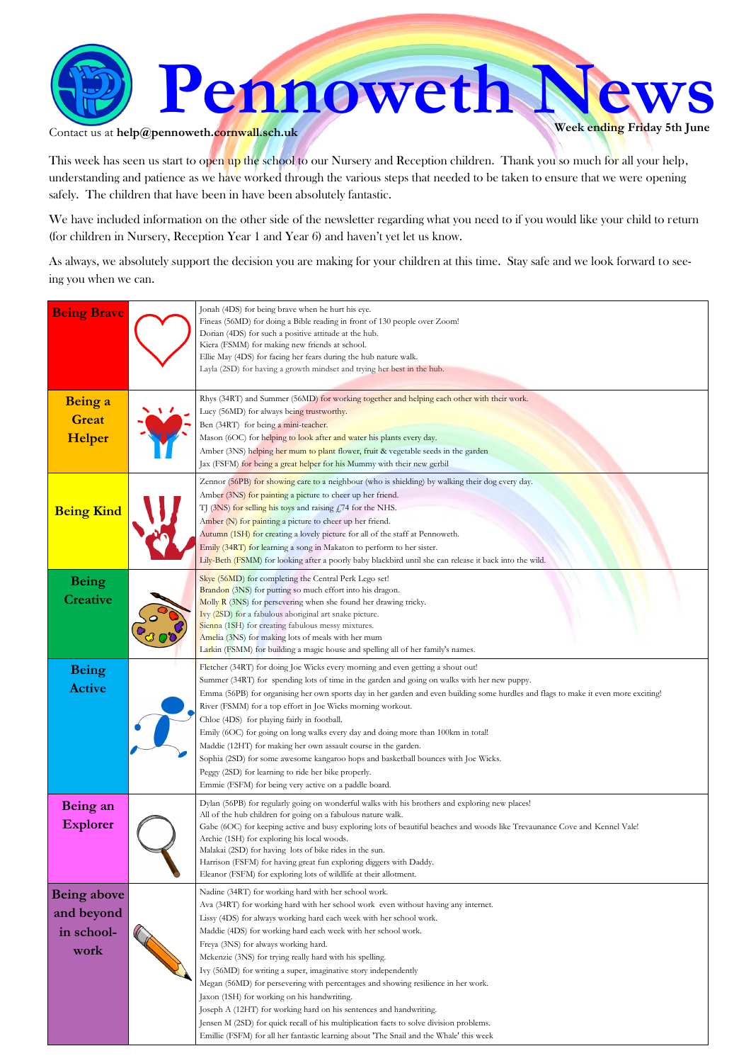# Pennoweth News

Contact us at **help@pennoweth.cornwall.sch.uk**

**Week ending Friday 5th June**

This week has seen us start to open up the school to our Nursery and Reception children. Thank you so much for all your help, understanding and patience as we have worked through the various steps that needed to be taken to ensure that we were opening safely. The children that have been in have been absolutely fantastic.

We have included information on the other side of the newsletter regarding what you need to if you would like your child to return (for children in Nursery, Reception Year 1 and Year 6) and haven't yet let us know.

As always, we absolutely support the decision you are making for your children at this time. Stay safe and we look forward to seeing you when we can.

| | |
|---|---|
| **Being Brave** | Jonah (4DS) for being brave when he hurt his eye.<br>Fineas (56MD) for doing a Bible reading in front of 130 people over Zoom!<br>Dorian (4DS) for such a positive attitude at the hub.<br>Kiera (FSMM) for making new friends at school.<br>Ellie May (4DS) for facing her fears during the hub nature walk.<br>Layla (2SD) for having a growth mindset and trying her best in the hub. |
| **Being a Great Helper** | Rhys (34RT) and Summer (56MD) for working together and helping each other with their work.<br>Lucy (56MD) for always being trustworthy.<br>Ben (34RT) for being a mini-teacher.<br>Mason (6OC) for helping to look after and water his plants every day.<br>Amber (3NS) helping her mum to plant flower, fruit & vegetable seeds in the garden<br>Jax (FSFM) for being a great helper for his Mummy with their new gerbil |
| **Being Kind** | Zennor (56PB) for showing care to a neighbour (who is shielding) by walking their dog every day.<br>Amber (3NS) for painting a picture to cheer up her friend.<br>TJ (3NS) for selling his toys and raising £74 for the NHS.<br>Amber (N) for painting a picture to cheer up her friend.<br>Autumn (1SH) for creating a lovely picture for all of the staff at Pennoweth.<br>Emily (34RT) for learning a song in Makaton to perform to her sister.<br>Lily-Beth (FSMM) for looking after a poorly baby blackbird until she can release it back into the wild. |
| **Being Creative** | Skye (56MD) for completing the Central Perk Lego set!<br>Brandon (3NS) for putting so much effort into his dragon.<br>Molly R (3NS) for persevering when she found her drawing tricky.<br>Ivy (2SD) for a fabulous aboriginal art snake picture.<br>Sienna (1SH) for creating fabulous messy mixtures.<br>Amelia (3NS) for making lots of meals with her mum<br>Larkin (FSMM) for building a magic house and spelling all of her family's names. |
| **Being Active** | Fletcher (34RT) for doing Joe Wicks every morning and even getting a shout out!<br>Summer (34RT) for spending lots of time in the garden and going on walks with her new puppy.<br>Emma (56PB) for organising her own sports day in her garden and even building some hurdles and flags to make it even more exciting!<br>River (FSMM) for a top effort in Joe Wicks morning workout.<br>Chloe (4DS) for playing fairly in football.<br>Emily (6OC) for going on long walks every day and doing more than 100km in total!<br>Maddie (12HT) for making her own assault course in the garden.<br>Sophia (2SD) for some awesome kangaroo hops and basketball bounces with Joe Wicks.<br>Peggy (2SD) for learning to ride her bike properly.<br>Emmie (FSFM) for being very active on a paddle board. |
| **Being an Explorer** | Dylan (56PB) for regularly going on wonderful walks with his brothers and exploring new places!<br>All of the hub children for going on a fabulous nature walk.<br>Gabe (6OC) for keeping active and busy exploring lots of beautiful beaches and woods like Trevaunance Cove and Kennel Vale!<br>Archie (1SH) for exploring his local woods.<br>Malakai (2SD) for having lots of bike rides in the sun.<br>Harrison (FSFM) for having great fun exploring diggers with Daddy.<br>Eleanor (FSFM) for exploring lots of wildlife at their allotment. |
| **Being above and beyond in school-work** | Nadine (34RT) for working hard with her school work.<br>Ava (34RT) for working hard with her school work even without having any internet.<br>Lissy (4DS) for always working hard each week with her school work.<br>Maddie (4DS) for working hard each week with her school work.<br>Freya (3NS) for always working hard.<br>Mckenzie (3NS) for trying really hard with his spelling.<br>Ivy (56MD) for writing a super, imaginative story independently<br>Megan (56MD) for persevering with percentages and showing resilience in her work.<br>Jaxon (1SH) for working on his handwriting.<br>Joseph A (12HT) for working hard on his sentences and handwriting.<br>Jensen M (2SD) for quick recall of his multiplication facts to solve division problems.<br>Emillie (FSFM) for all her fantastic learning about 'The Snail and the Whale' this week |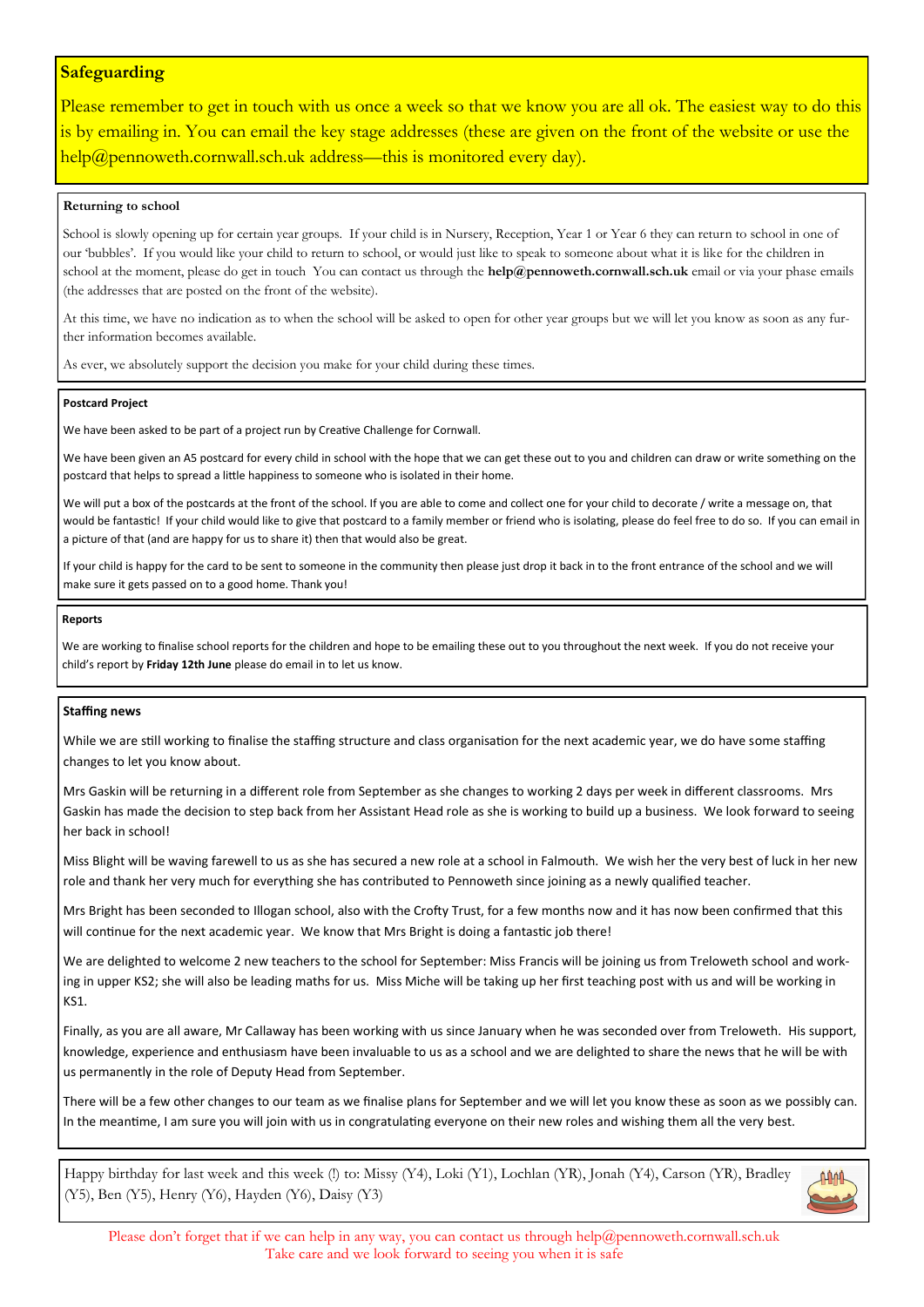## Safeguarding

Please remember to get in touch with us once a week so that we know you are all ok. The easiest way to do this is by emailing in. You can email the key stage addresses (these are given on the front of the website or use the help@pennoweth.cornwall.sch.uk address—this is monitored every day).

### Returning to school

School is slowly opening up for certain year groups. If your child is in Nursery, Reception, Year 1 or Year 6 they can return to school in one of our 'bubbles'. If you would like your child to return to school, or would just like to speak to someone about what it is like for the children in school at the moment, please do get in touch You can contact us through the **help@pennoweth.cornwall.sch.uk** email or via your phase emails (the addresses that are posted on the front of the website).

At this time, we have no indication as to when the school will be asked to open for other year groups but we will let you know as soon as any further information becomes available.

As ever, we absolutely support the decision you make for your child during these times.

### Postcard Project

We have been asked to be part of a project run by Creative Challenge for Cornwall.

We have been given an A5 postcard for every child in school with the hope that we can get these out to you and children can draw or write something on the postcard that helps to spread a little happiness to someone who is isolated in their home.

We will put a box of the postcards at the front of the school. If you are able to come and collect one for your child to decorate / write a message on, that would be fantastic! If your child would like to give that postcard to a family member or friend who is isolating, please do feel free to do so. If you can email in a picture of that (and are happy for us to share it) then that would also be great.

If your child is happy for the card to be sent to someone in the community then please just drop it back in to the front entrance of the school and we will make sure it gets passed on to a good home. Thank you!

### Reports

We are working to finalise school reports for the children and hope to be emailing these out to you throughout the next week. If you do not receive your child's report by **Friday 12th June** please do email in to let us know.

### Staffing news

While we are still working to finalise the staffing structure and class organisation for the next academic year, we do have some staffing changes to let you know about.

Mrs Gaskin will be returning in a different role from September as she changes to working 2 days per week in different classrooms. Mrs Gaskin has made the decision to step back from her Assistant Head role as she is working to build up a business. We look forward to seeing her back in school!

Miss Blight will be waving farewell to us as she has secured a new role at a school in Falmouth. We wish her the very best of luck in her new role and thank her very much for everything she has contributed to Pennoweth since joining as a newly qualified teacher.

Mrs Bright has been seconded to Illogan school, also with the Crofty Trust, for a few months now and it has now been confirmed that this will continue for the next academic year. We know that Mrs Bright is doing a fantastic job there!

We are delighted to welcome 2 new teachers to the school for September: Miss Francis will be joining us from Treloweth school and working in upper KS2; she will also be leading maths for us. Miss Miche will be taking up her first teaching post with us and will be working in KS1.

Finally, as you are all aware, Mr Callaway has been working with us since January when he was seconded over from Treloweth. His support, knowledge, experience and enthusiasm have been invaluable to us as a school and we are delighted to share the news that he will be with us permanently in the role of Deputy Head from September.

There will be a few other changes to our team as we finalise plans for September and we will let you know these as soon as we possibly can. In the meantime, I am sure you will join with us in congratulating everyone on their new roles and wishing them all the very best.

Happy birthday for last week and this week (!) to: Missy (Y4), Loki (Y1), Lochlan (YR), Jonah (Y4), Carson (YR), Bradley (Y5), Ben (Y5), Henry (Y6), Hayden (Y6), Daisy (Y3)

Please don't forget that if we can help in any way, you can contact us through help@pennoweth.cornwall.sch.uk
Take care and we look forward to seeing you when it is safe